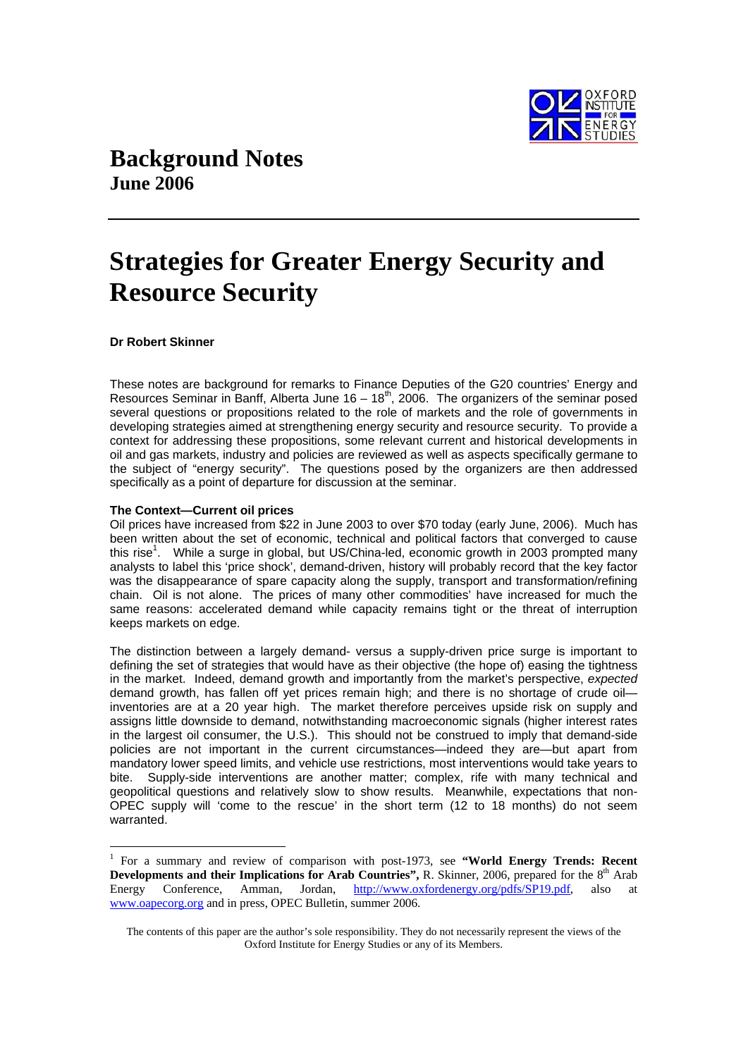# Background Notes
**June 2006**

# Strategies for Greater Energy Security and Resource Security

**Dr Robert Skinner**

These notes are background for remarks to Finance Deputies of the G20 countries' Energy and Resources Seminar in Banff, Alberta June 16 – 18th, 2006. The organizers of the seminar posed several questions or propositions related to the role of markets and the role of governments in developing strategies aimed at strengthening energy security and resource security. To provide a context for addressing these propositions, some relevant current and historical developments in oil and gas markets, industry and policies are reviewed as well as aspects specifically germane to the subject of "energy security". The questions posed by the organizers are then addressed specifically as a point of departure for discussion at the seminar.

### The Context—Current oil prices

Oil prices have increased from $22 in June 2003 to over $70 today (early June, 2006). Much has been written about the set of economic, technical and political factors that converged to cause this rise[1]. While a surge in global, but US/China-led, economic growth in 2003 prompted many analysts to label this 'price shock', demand-driven, history will probably record that the key factor was the disappearance of spare capacity along the supply, transport and transformation/refining chain. Oil is not alone. The prices of many other commodities' have increased for much the same reasons: accelerated demand while capacity remains tight or the threat of interruption keeps markets on edge.

The distinction between a largely demand- versus a supply-driven price surge is important to defining the set of strategies that would have as their objective (the hope of) easing the tightness in the market. Indeed, demand growth and importantly from the market's perspective, *expected* demand growth, has fallen off yet prices remain high; and there is no shortage of crude oil—inventories are at a 20 year high. The market therefore perceives upside risk on supply and assigns little downside to demand, notwithstanding macroeconomic signals (higher interest rates in the largest oil consumer, the U.S.). This should not be construed to imply that demand-side policies are not important in the current circumstances—indeed they are—but apart from mandatory lower speed limits, and vehicle use restrictions, most interventions would take years to bite. Supply-side interventions are another matter; complex, rife with many technical and geopolitical questions and relatively slow to show results. Meanwhile, expectations that non-OPEC supply will 'come to the rescue' in the short term (12 to 18 months) do not seem warranted.

---

[1] For a summary and review of comparison with post-1973, see **"World Energy Trends: Recent Developments and their Implications for Arab Countries",** R. Skinner, 2006, prepared for the 8th Arab Energy Conference, Amman, Jordan, http://www.oxfordenergy.org/pdfs/SP19.pdf, also at www.oapecorg.org and in press, OPEC Bulletin, summer 2006.

The contents of this paper are the author's sole responsibility. They do not necessarily represent the views of the Oxford Institute for Energy Studies or any of its Members.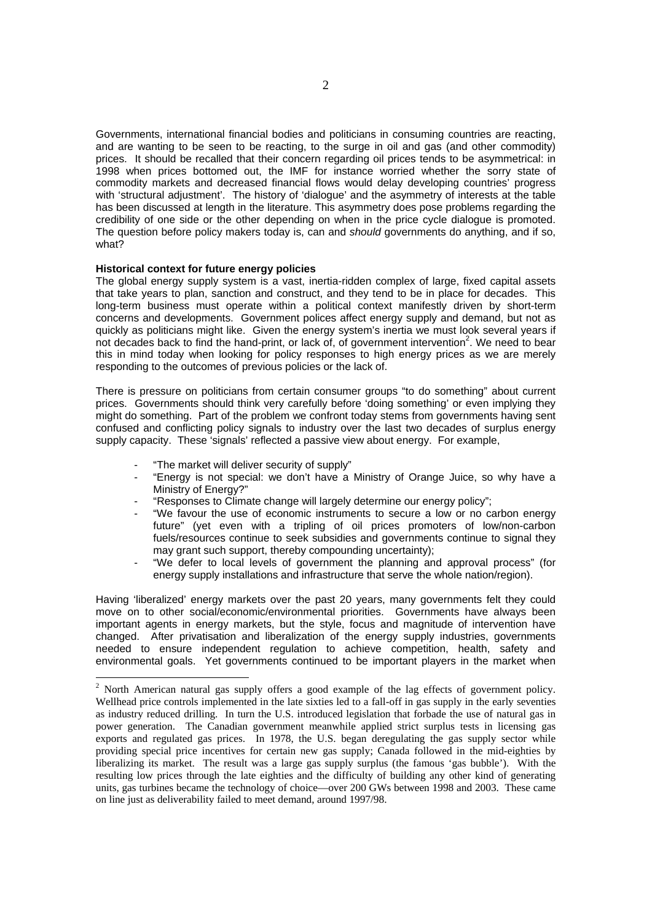Governments, international financial bodies and politicians in consuming countries are reacting, and are wanting to be seen to be reacting, to the surge in oil and gas (and other commodity) prices. It should be recalled that their concern regarding oil prices tends to be asymmetrical: in 1998 when prices bottomed out, the IMF for instance worried whether the sorry state of commodity markets and decreased financial flows would delay developing countries' progress with 'structural adjustment'. The history of 'dialogue' and the asymmetry of interests at the table has been discussed at length in the literature. This asymmetry does pose problems regarding the credibility of one side or the other depending on when in the price cycle dialogue is promoted. The question before policy makers today is, can and *should* governments do anything, and if so, what?

**Historical context for future energy policies**

The global energy supply system is a vast, inertia-ridden complex of large, fixed capital assets that take years to plan, sanction and construct, and they tend to be in place for decades. This long-term business must operate within a political context manifestly driven by short-term concerns and developments. Government polices affect energy supply and demand, but not as quickly as politicians might like. Given the energy system's inertia we must look several years if not decades back to find the hand-print, or lack of, of government intervention[2]. We need to bear this in mind today when looking for policy responses to high energy prices as we are merely responding to the outcomes of previous policies or the lack of.

There is pressure on politicians from certain consumer groups "to do something" about current prices. Governments should think very carefully before 'doing something' or even implying they might do something. Part of the problem we confront today stems from governments having sent confused and conflicting policy signals to industry over the last two decades of surplus energy supply capacity. These 'signals' reflected a passive view about energy. For example,

- "The market will deliver security of supply"
- "Energy is not special: we don't have a Ministry of Orange Juice, so why have a Ministry of Energy?"
- "Responses to Climate change will largely determine our energy policy";
- "We favour the use of economic instruments to secure a low or no carbon energy future" (yet even with a tripling of oil prices promoters of low/non-carbon fuels/resources continue to seek subsidies and governments continue to signal they may grant such support, thereby compounding uncertainty);
- "We defer to local levels of government the planning and approval process" (for energy supply installations and infrastructure that serve the whole nation/region).

Having 'liberalized' energy markets over the past 20 years, many governments felt they could move on to other social/economic/environmental priorities. Governments have always been important agents in energy markets, but the style, focus and magnitude of intervention have changed. After privatisation and liberalization of the energy supply industries, governments needed to ensure independent regulation to achieve competition, health, safety and environmental goals. Yet governments continued to be important players in the market when

---

[2] North American natural gas supply offers a good example of the lag effects of government policy. Wellhead price controls implemented in the late sixties led to a fall-off in gas supply in the early seventies as industry reduced drilling. In turn the U.S. introduced legislation that forbade the use of natural gas in power generation. The Canadian government meanwhile applied strict surplus tests in licensing gas exports and regulated gas prices. In 1978, the U.S. began deregulating the gas supply sector while providing special price incentives for certain new gas supply; Canada followed in the mid-eighties by liberalizing its market. The result was a large gas supply surplus (the famous 'gas bubble'). With the resulting low prices through the late eighties and the difficulty of building any other kind of generating units, gas turbines became the technology of choice—over 200 GWs between 1998 and 2003. These came on line just as deliverability failed to meet demand, around 1997/98.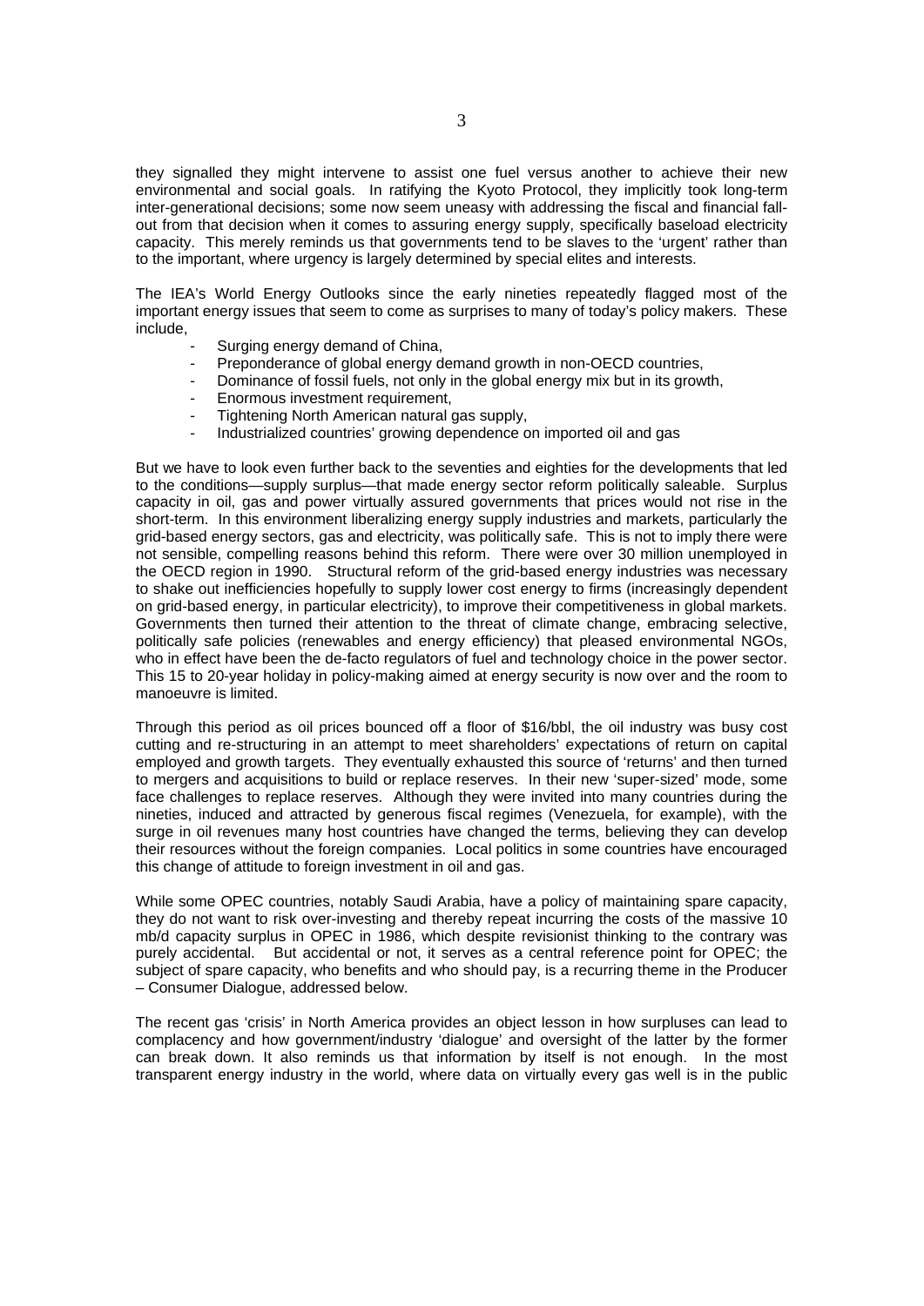they signalled they might intervene to assist one fuel versus another to achieve their new environmental and social goals. In ratifying the Kyoto Protocol, they implicitly took long-term inter-generational decisions; some now seem uneasy with addressing the fiscal and financial fall-out from that decision when it comes to assuring energy supply, specifically baseload electricity capacity. This merely reminds us that governments tend to be slaves to the 'urgent' rather than to the important, where urgency is largely determined by special elites and interests.

The IEA's World Energy Outlooks since the early nineties repeatedly flagged most of the important energy issues that seem to come as surprises to many of today's policy makers. These include,

- Surging energy demand of China,
- Preponderance of global energy demand growth in non-OECD countries,
- Dominance of fossil fuels, not only in the global energy mix but in its growth,
- Enormous investment requirement,
- Tightening North American natural gas supply,
- Industrialized countries' growing dependence on imported oil and gas

But we have to look even further back to the seventies and eighties for the developments that led to the conditions—supply surplus—that made energy sector reform politically saleable. Surplus capacity in oil, gas and power virtually assured governments that prices would not rise in the short-term. In this environment liberalizing energy supply industries and markets, particularly the grid-based energy sectors, gas and electricity, was politically safe. This is not to imply there were not sensible, compelling reasons behind this reform. There were over 30 million unemployed in the OECD region in 1990. Structural reform of the grid-based energy industries was necessary to shake out inefficiencies hopefully to supply lower cost energy to firms (increasingly dependent on grid-based energy, in particular electricity), to improve their competitiveness in global markets. Governments then turned their attention to the threat of climate change, embracing selective, politically safe policies (renewables and energy efficiency) that pleased environmental NGOs, who in effect have been the de-facto regulators of fuel and technology choice in the power sector. This 15 to 20-year holiday in policy-making aimed at energy security is now over and the room to manoeuvre is limited.

Through this period as oil prices bounced off a floor of \$16/bbl, the oil industry was busy cost cutting and re-structuring in an attempt to meet shareholders' expectations of return on capital employed and growth targets. They eventually exhausted this source of 'returns' and then turned to mergers and acquisitions to build or replace reserves. In their new 'super-sized' mode, some face challenges to replace reserves. Although they were invited into many countries during the nineties, induced and attracted by generous fiscal regimes (Venezuela, for example), with the surge in oil revenues many host countries have changed the terms, believing they can develop their resources without the foreign companies. Local politics in some countries have encouraged this change of attitude to foreign investment in oil and gas.

While some OPEC countries, notably Saudi Arabia, have a policy of maintaining spare capacity, they do not want to risk over-investing and thereby repeat incurring the costs of the massive 10 mb/d capacity surplus in OPEC in 1986, which despite revisionist thinking to the contrary was purely accidental. But accidental or not, it serves as a central reference point for OPEC; the subject of spare capacity, who benefits and who should pay, is a recurring theme in the Producer – Consumer Dialogue, addressed below.

The recent gas 'crisis' in North America provides an object lesson in how surpluses can lead to complacency and how government/industry 'dialogue' and oversight of the latter by the former can break down. It also reminds us that information by itself is not enough. In the most transparent energy industry in the world, where data on virtually every gas well is in the public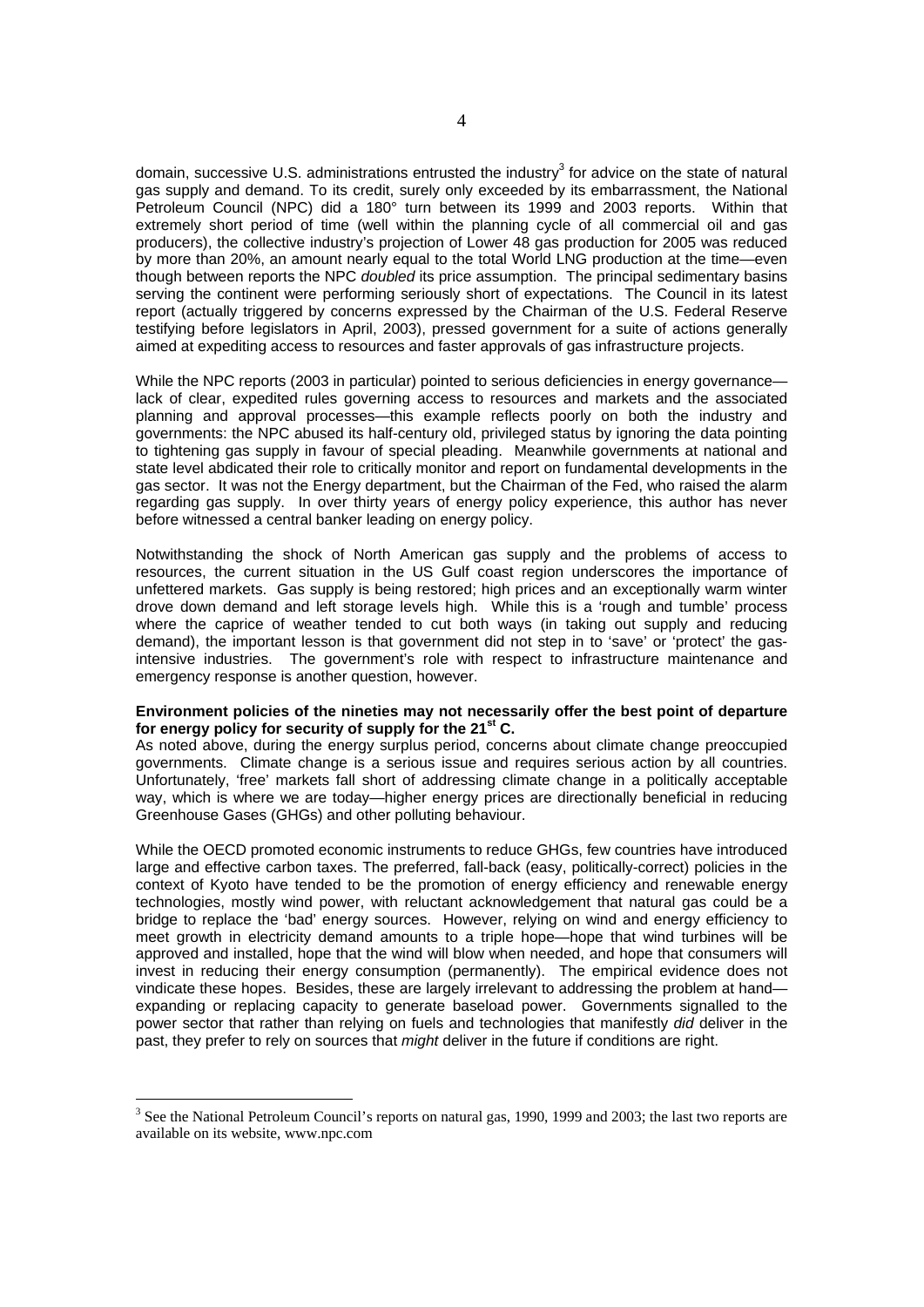domain, successive U.S. administrations entrusted the industry[3] for advice on the state of natural gas supply and demand. To its credit, surely only exceeded by its embarrassment, the National Petroleum Council (NPC) did a 180° turn between its 1999 and 2003 reports. Within that extremely short period of time (well within the planning cycle of all commercial oil and gas producers), the collective industry's projection of Lower 48 gas production for 2005 was reduced by more than 20%, an amount nearly equal to the total World LNG production at the time—even though between reports the NPC *doubled* its price assumption. The principal sedimentary basins serving the continent were performing seriously short of expectations. The Council in its latest report (actually triggered by concerns expressed by the Chairman of the U.S. Federal Reserve testifying before legislators in April, 2003), pressed government for a suite of actions generally aimed at expediting access to resources and faster approvals of gas infrastructure projects.

While the NPC reports (2003 in particular) pointed to serious deficiencies in energy governance—lack of clear, expedited rules governing access to resources and markets and the associated planning and approval processes—this example reflects poorly on both the industry and governments: the NPC abused its half-century old, privileged status by ignoring the data pointing to tightening gas supply in favour of special pleading. Meanwhile governments at national and state level abdicated their role to critically monitor and report on fundamental developments in the gas sector. It was not the Energy department, but the Chairman of the Fed, who raised the alarm regarding gas supply. In over thirty years of energy policy experience, this author has never before witnessed a central banker leading on energy policy.

Notwithstanding the shock of North American gas supply and the problems of access to resources, the current situation in the US Gulf coast region underscores the importance of unfettered markets. Gas supply is being restored; high prices and an exceptionally warm winter drove down demand and left storage levels high. While this is a 'rough and tumble' process where the caprice of weather tended to cut both ways (in taking out supply and reducing demand), the important lesson is that government did not step in to 'save' or 'protect' the gas-intensive industries. The government's role with respect to infrastructure maintenance and emergency response is another question, however.

**Environment policies of the nineties may not necessarily offer the best point of departure for energy policy for security of supply for the 21st C.**

As noted above, during the energy surplus period, concerns about climate change preoccupied governments. Climate change is a serious issue and requires serious action by all countries. Unfortunately, 'free' markets fall short of addressing climate change in a politically acceptable way, which is where we are today—higher energy prices are directionally beneficial in reducing Greenhouse Gases (GHGs) and other polluting behaviour.

While the OECD promoted economic instruments to reduce GHGs, few countries have introduced large and effective carbon taxes. The preferred, fall-back (easy, politically-correct) policies in the context of Kyoto have tended to be the promotion of energy efficiency and renewable energy technologies, mostly wind power, with reluctant acknowledgement that natural gas could be a bridge to replace the 'bad' energy sources. However, relying on wind and energy efficiency to meet growth in electricity demand amounts to a triple hope—hope that wind turbines will be approved and installed, hope that the wind will blow when needed, and hope that consumers will invest in reducing their energy consumption (permanently). The empirical evidence does not vindicate these hopes. Besides, these are largely irrelevant to addressing the problem at hand—expanding or replacing capacity to generate baseload power. Governments signalled to the power sector that rather than relying on fuels and technologies that manifestly *did* deliver in the past, they prefer to rely on sources that *might* deliver in the future if conditions are right.

---

[3] See the National Petroleum Council's reports on natural gas, 1990, 1999 and 2003; the last two reports are available on its website, www.npc.com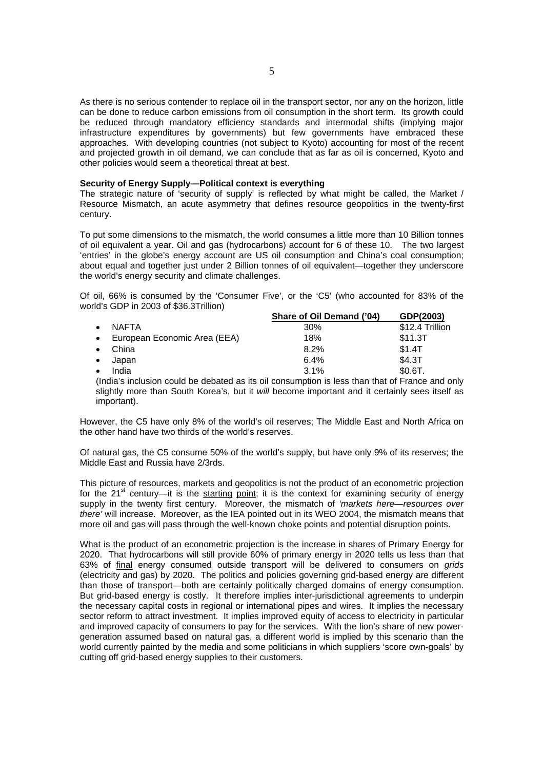As there is no serious contender to replace oil in the transport sector, nor any on the horizon, little can be done to reduce carbon emissions from oil consumption in the short term. Its growth could be reduced through mandatory efficiency standards and intermodal shifts (implying major infrastructure expenditures by governments) but few governments have embraced these approaches. With developing countries (not subject to Kyoto) accounting for most of the recent and projected growth in oil demand, we can conclude that as far as oil is concerned, Kyoto and other policies would seem a theoretical threat at best.

**Security of Energy Supply—Political context is everything**

The strategic nature of 'security of supply' is reflected by what might be called, the Market / Resource Mismatch, an acute asymmetry that defines resource geopolitics in the twenty-first century.

To put some dimensions to the mismatch, the world consumes a little more than 10 Billion tonnes of oil equivalent a year. Oil and gas (hydrocarbons) account for 6 of these 10. The two largest 'entries' in the globe's energy account are US oil consumption and China's coal consumption; about equal and together just under 2 Billion tonnes of oil equivalent—together they underscore the world's energy security and climate challenges.

Of oil, 66% is consumed by the 'Consumer Five', or the 'C5' (who accounted for 83% of the world's GDP in 2003 of $36.3Trillion)

| | Share of Oil Demand ('04) | GDP(2003) |
|---|---|---|
| • NAFTA | 30% | $12.4 Trillion |
| • European Economic Area (EEA) | 18% | $11.3T |
| • China | 8.2% | $1.4T |
| • Japan | 6.4% | $4.3T |
| • India | 3.1% | $0.6T. |

(India's inclusion could be debated as its oil consumption is less than that of France and only slightly more than South Korea's, but it *will* become important and it certainly sees itself as important).

However, the C5 have only 8% of the world's oil reserves; The Middle East and North Africa on the other hand have two thirds of the world's reserves.

Of natural gas, the C5 consume 50% of the world's supply, but have only 9% of its reserves; the Middle East and Russia have 2/3rds.

This picture of resources, markets and geopolitics is not the product of an econometric projection for the 21st century—it is the starting point; it is the context for examining security of energy supply in the twenty first century. Moreover, the mismatch of *'markets here—resources over there'* will increase. Moreover, as the IEA pointed out in its WEO 2004, the mismatch means that more oil and gas will pass through the well-known choke points and potential disruption points.

What is the product of an econometric projection is the increase in shares of Primary Energy for 2020. That hydrocarbons will still provide 60% of primary energy in 2020 tells us less than that 63% of final energy consumed outside transport will be delivered to consumers on *grids* (electricity and gas) by 2020. The politics and policies governing grid-based energy are different than those of transport—both are certainly politically charged domains of energy consumption. But grid-based energy is costly. It therefore implies inter-jurisdictional agreements to underpin the necessary capital costs in regional or international pipes and wires. It implies the necessary sector reform to attract investment. It implies improved equity of access to electricity in particular and improved capacity of consumers to pay for the services. With the lion's share of new power-generation assumed based on natural gas, a different world is implied by this scenario than the world currently painted by the media and some politicians in which suppliers 'score own-goals' by cutting off grid-based energy supplies to their customers.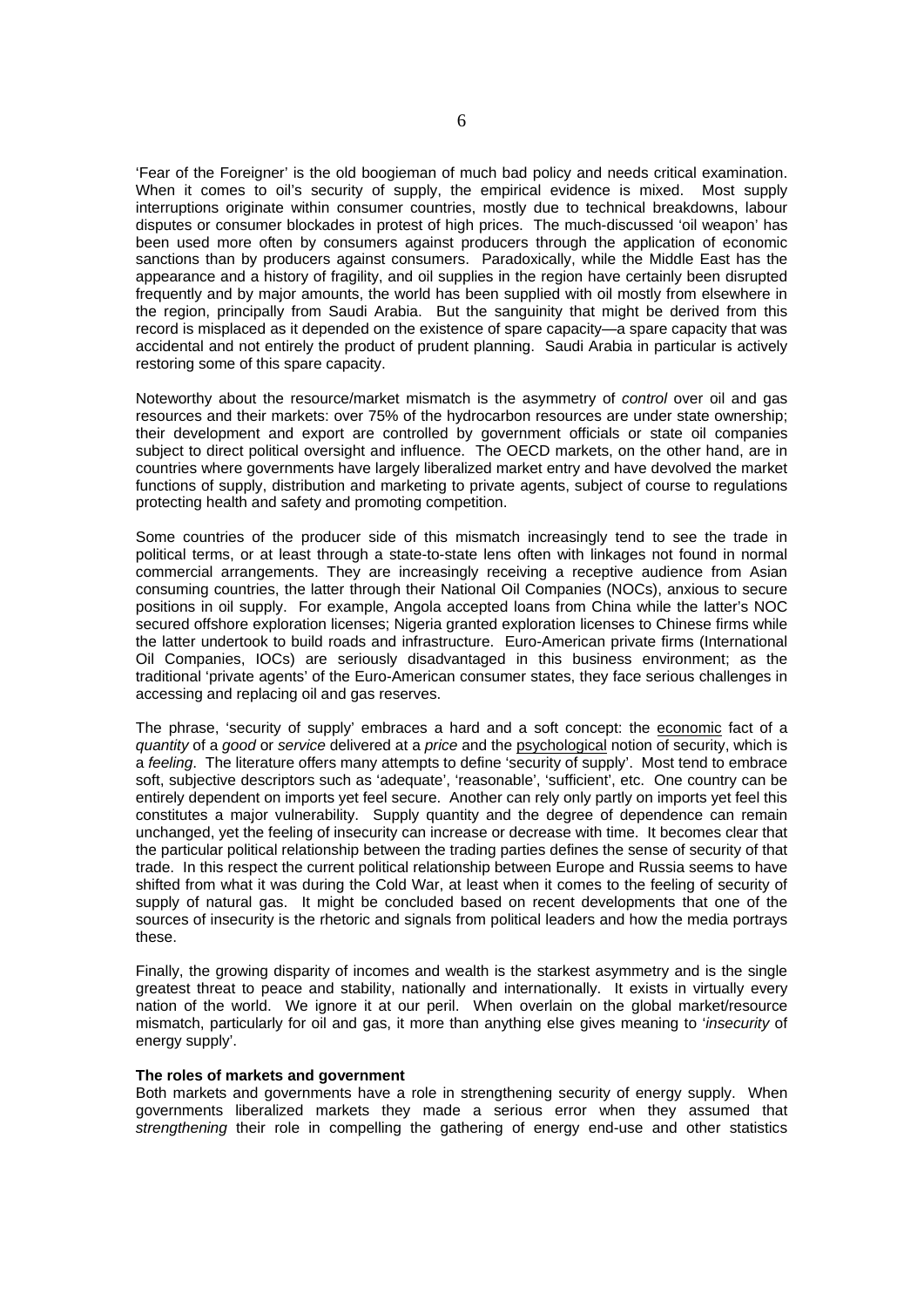'Fear of the Foreigner' is the old boogieman of much bad policy and needs critical examination. When it comes to oil's security of supply, the empirical evidence is mixed. Most supply interruptions originate within consumer countries, mostly due to technical breakdowns, labour disputes or consumer blockades in protest of high prices. The much-discussed 'oil weapon' has been used more often by consumers against producers through the application of economic sanctions than by producers against consumers. Paradoxically, while the Middle East has the appearance and a history of fragility, and oil supplies in the region have certainly been disrupted frequently and by major amounts, the world has been supplied with oil mostly from elsewhere in the region, principally from Saudi Arabia. But the sanguinity that might be derived from this record is misplaced as it depended on the existence of spare capacity—a spare capacity that was accidental and not entirely the product of prudent planning. Saudi Arabia in particular is actively restoring some of this spare capacity.

Noteworthy about the resource/market mismatch is the asymmetry of *control* over oil and gas resources and their markets: over 75% of the hydrocarbon resources are under state ownership; their development and export are controlled by government officials or state oil companies subject to direct political oversight and influence. The OECD markets, on the other hand, are in countries where governments have largely liberalized market entry and have devolved the market functions of supply, distribution and marketing to private agents, subject of course to regulations protecting health and safety and promoting competition.

Some countries of the producer side of this mismatch increasingly tend to see the trade in political terms, or at least through a state-to-state lens often with linkages not found in normal commercial arrangements. They are increasingly receiving a receptive audience from Asian consuming countries, the latter through their National Oil Companies (NOCs), anxious to secure positions in oil supply. For example, Angola accepted loans from China while the latter's NOC secured offshore exploration licenses; Nigeria granted exploration licenses to Chinese firms while the latter undertook to build roads and infrastructure. Euro-American private firms (International Oil Companies, IOCs) are seriously disadvantaged in this business environment; as the traditional 'private agents' of the Euro-American consumer states, they face serious challenges in accessing and replacing oil and gas reserves.

The phrase, 'security of supply' embraces a hard and a soft concept: the economic fact of a *quantity* of a *good* or *service* delivered at a *price* and the psychological notion of security, which is a *feeling*. The literature offers many attempts to define 'security of supply'. Most tend to embrace soft, subjective descriptors such as 'adequate', 'reasonable', 'sufficient', etc. One country can be entirely dependent on imports yet feel secure. Another can rely only partly on imports yet feel this constitutes a major vulnerability. Supply quantity and the degree of dependence can remain unchanged, yet the feeling of insecurity can increase or decrease with time. It becomes clear that the particular political relationship between the trading parties defines the sense of security of that trade. In this respect the current political relationship between Europe and Russia seems to have shifted from what it was during the Cold War, at least when it comes to the feeling of security of supply of natural gas. It might be concluded based on recent developments that one of the sources of insecurity is the rhetoric and signals from political leaders and how the media portrays these.

Finally, the growing disparity of incomes and wealth is the starkest asymmetry and is the single greatest threat to peace and stability, nationally and internationally. It exists in virtually every nation of the world. We ignore it at our peril. When overlain on the global market/resource mismatch, particularly for oil and gas, it more than anything else gives meaning to '*insecurity* of energy supply'.

**The roles of markets and government**

Both markets and governments have a role in strengthening security of energy supply. When governments liberalized markets they made a serious error when they assumed that *strengthening* their role in compelling the gathering of energy end-use and other statistics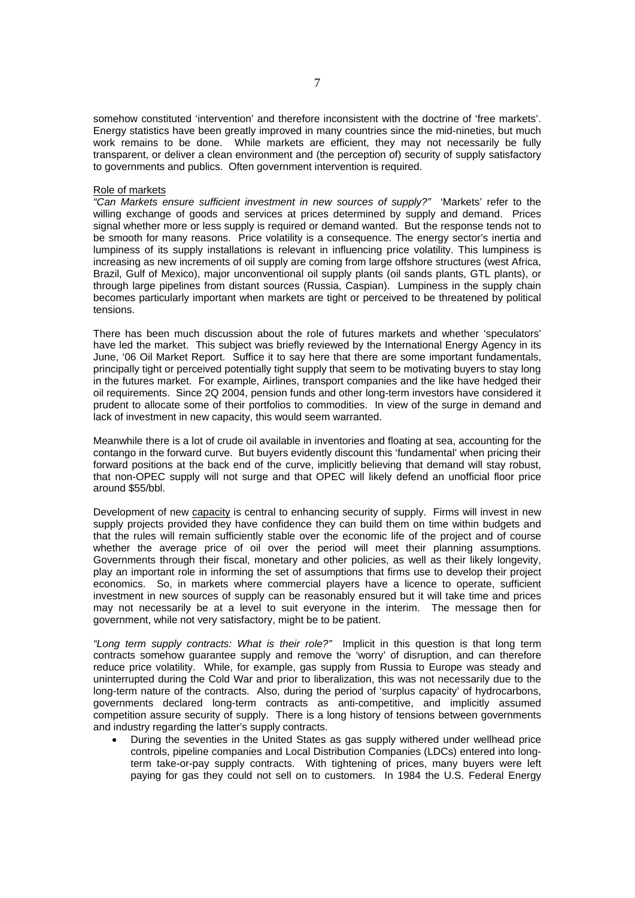somehow constituted 'intervention' and therefore inconsistent with the doctrine of 'free markets'. Energy statistics have been greatly improved in many countries since the mid-nineties, but much work remains to be done. While markets are efficient, they may not necessarily be fully transparent, or deliver a clean environment and (the perception of) security of supply satisfactory to governments and publics. Often government intervention is required.

Role of markets

*"Can Markets ensure sufficient investment in new sources of supply?"* 'Markets' refer to the willing exchange of goods and services at prices determined by supply and demand. Prices signal whether more or less supply is required or demand wanted. But the response tends not to be smooth for many reasons. Price volatility is a consequence. The energy sector's inertia and lumpiness of its supply installations is relevant in influencing price volatility. This lumpiness is increasing as new increments of oil supply are coming from large offshore structures (west Africa, Brazil, Gulf of Mexico), major unconventional oil supply plants (oil sands plants, GTL plants), or through large pipelines from distant sources (Russia, Caspian). Lumpiness in the supply chain becomes particularly important when markets are tight or perceived to be threatened by political tensions.

There has been much discussion about the role of futures markets and whether 'speculators' have led the market. This subject was briefly reviewed by the International Energy Agency in its June, '06 Oil Market Report. Suffice it to say here that there are some important fundamentals, principally tight or perceived potentially tight supply that seem to be motivating buyers to stay long in the futures market. For example, Airlines, transport companies and the like have hedged their oil requirements. Since 2Q 2004, pension funds and other long-term investors have considered it prudent to allocate some of their portfolios to commodities. In view of the surge in demand and lack of investment in new capacity, this would seem warranted.

Meanwhile there is a lot of crude oil available in inventories and floating at sea, accounting for the contango in the forward curve. But buyers evidently discount this 'fundamental' when pricing their forward positions at the back end of the curve, implicitly believing that demand will stay robust, that non-OPEC supply will not surge and that OPEC will likely defend an unofficial floor price around $55/bbl.

Development of new capacity is central to enhancing security of supply. Firms will invest in new supply projects provided they have confidence they can build them on time within budgets and that the rules will remain sufficiently stable over the economic life of the project and of course whether the average price of oil over the period will meet their planning assumptions. Governments through their fiscal, monetary and other policies, as well as their likely longevity, play an important role in informing the set of assumptions that firms use to develop their project economics. So, in markets where commercial players have a licence to operate, sufficient investment in new sources of supply can be reasonably ensured but it will take time and prices may not necessarily be at a level to suit everyone in the interim. The message then for government, while not very satisfactory, might be to be patient.

*"Long term supply contracts: What is their role?"* Implicit in this question is that long term contracts somehow guarantee supply and remove the 'worry' of disruption, and can therefore reduce price volatility. While, for example, gas supply from Russia to Europe was steady and uninterrupted during the Cold War and prior to liberalization, this was not necessarily due to the long-term nature of the contracts. Also, during the period of 'surplus capacity' of hydrocarbons, governments declared long-term contracts as anti-competitive, and implicitly assumed competition assure security of supply. There is a long history of tensions between governments and industry regarding the latter's supply contracts.

- During the seventies in the United States as gas supply withered under wellhead price controls, pipeline companies and Local Distribution Companies (LDCs) entered into long-term take-or-pay supply contracts. With tightening of prices, many buyers were left paying for gas they could not sell on to customers. In 1984 the U.S. Federal Energy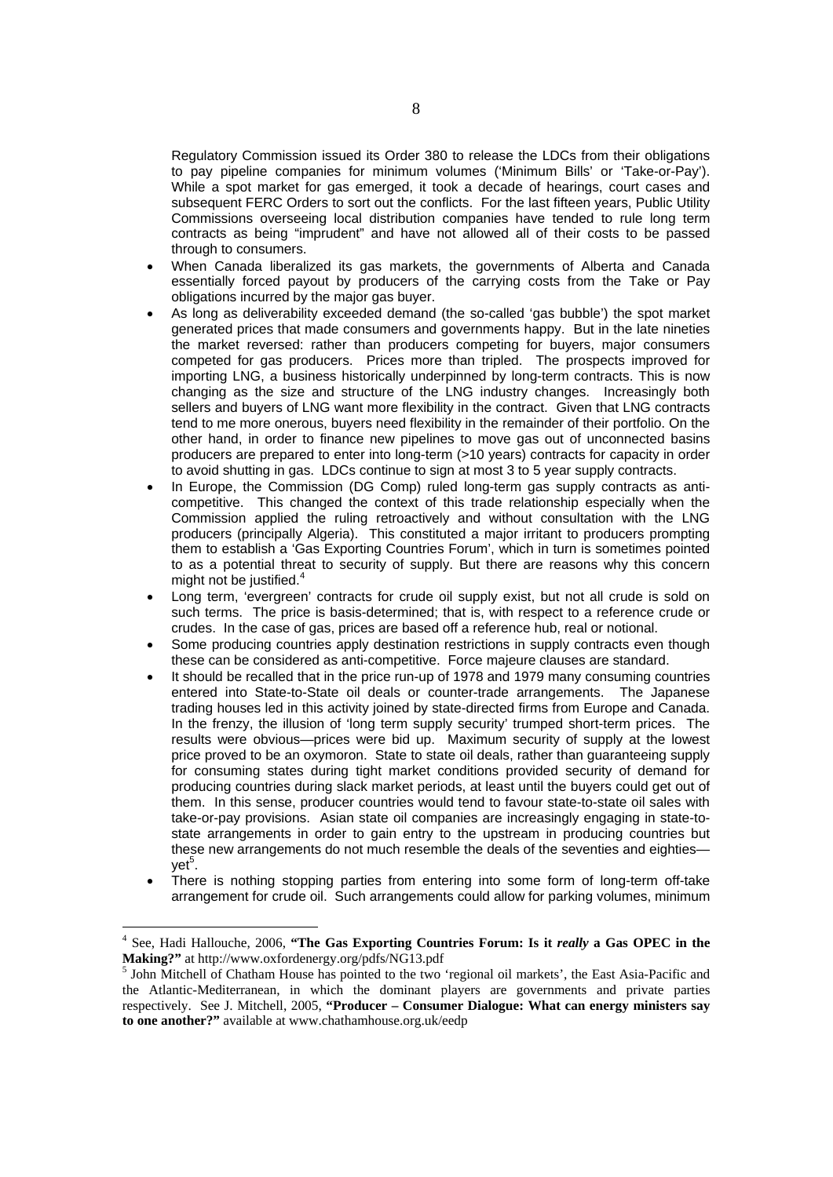Regulatory Commission issued its Order 380 to release the LDCs from their obligations to pay pipeline companies for minimum volumes ('Minimum Bills' or 'Take-or-Pay'). While a spot market for gas emerged, it took a decade of hearings, court cases and subsequent FERC Orders to sort out the conflicts. For the last fifteen years, Public Utility Commissions overseeing local distribution companies have tended to rule long term contracts as being "imprudent" and have not allowed all of their costs to be passed through to consumers.

- When Canada liberalized its gas markets, the governments of Alberta and Canada essentially forced payout by producers of the carrying costs from the Take or Pay obligations incurred by the major gas buyer.
- As long as deliverability exceeded demand (the so-called 'gas bubble') the spot market generated prices that made consumers and governments happy. But in the late nineties the market reversed: rather than producers competing for buyers, major consumers competed for gas producers. Prices more than tripled. The prospects improved for importing LNG, a business historically underpinned by long-term contracts. This is now changing as the size and structure of the LNG industry changes. Increasingly both sellers and buyers of LNG want more flexibility in the contract. Given that LNG contracts tend to me more onerous, buyers need flexibility in the remainder of their portfolio. On the other hand, in order to finance new pipelines to move gas out of unconnected basins producers are prepared to enter into long-term (>10 years) contracts for capacity in order to avoid shutting in gas. LDCs continue to sign at most 3 to 5 year supply contracts.
- In Europe, the Commission (DG Comp) ruled long-term gas supply contracts as anti-competitive. This changed the context of this trade relationship especially when the Commission applied the ruling retroactively and without consultation with the LNG producers (principally Algeria). This constituted a major irritant to producers prompting them to establish a 'Gas Exporting Countries Forum', which in turn is sometimes pointed to as a potential threat to security of supply. But there are reasons why this concern might not be justified.[4]
- Long term, 'evergreen' contracts for crude oil supply exist, but not all crude is sold on such terms. The price is basis-determined; that is, with respect to a reference crude or crudes. In the case of gas, prices are based off a reference hub, real or notional.
- Some producing countries apply destination restrictions in supply contracts even though these can be considered as anti-competitive. Force majeure clauses are standard.
- It should be recalled that in the price run-up of 1978 and 1979 many consuming countries entered into State-to-State oil deals or counter-trade arrangements. The Japanese trading houses led in this activity joined by state-directed firms from Europe and Canada. In the frenzy, the illusion of 'long term supply security' trumped short-term prices. The results were obvious—prices were bid up. Maximum security of supply at the lowest price proved to be an oxymoron. State to state oil deals, rather than guaranteeing supply for consuming states during tight market conditions provided security of demand for producing countries during slack market periods, at least until the buyers could get out of them. In this sense, producer countries would tend to favour state-to-state oil sales with take-or-pay provisions. Asian state oil companies are increasingly engaging in state-to-state arrangements in order to gain entry to the upstream in producing countries but these new arrangements do not much resemble the deals of the seventies and eighties—yet[5].
- There is nothing stopping parties from entering into some form of long-term off-take arrangement for crude oil. Such arrangements could allow for parking volumes, minimum

---

[4] See, Hadi Hallouche, 2006, **"The Gas Exporting Countries Forum: Is it *really* a Gas OPEC in the Making?"** at http://www.oxfordenergy.org/pdfs/NG13.pdf

[5] John Mitchell of Chatham House has pointed to the two 'regional oil markets', the East Asia-Pacific and the Atlantic-Mediterranean, in which the dominant players are governments and private parties respectively. See J. Mitchell, 2005, **"Producer – Consumer Dialogue: What can energy ministers say to one another?"** available at www.chathamhouse.org.uk/eedp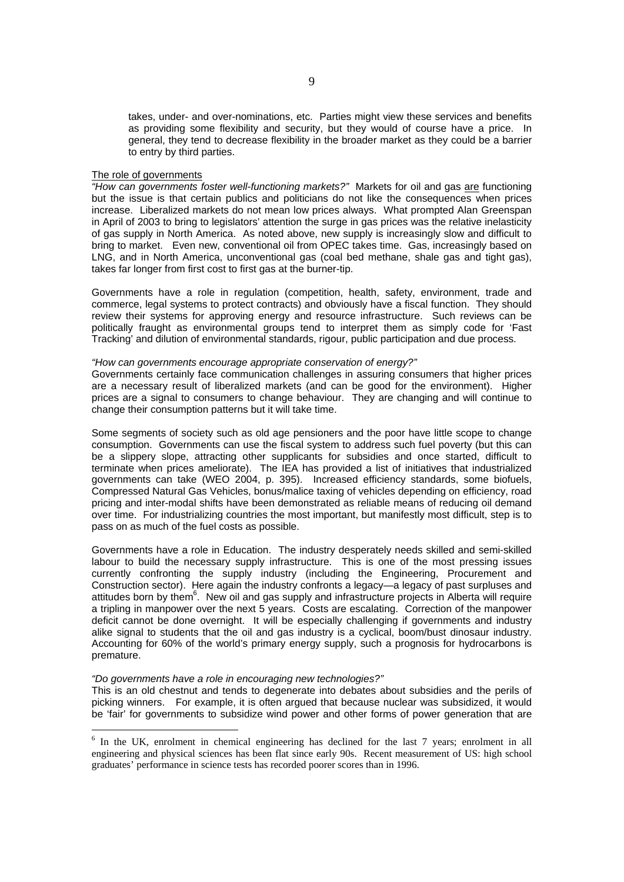takes, under- and over-nominations, etc. Parties might view these services and benefits as providing some flexibility and security, but they would of course have a price. In general, they tend to decrease flexibility in the broader market as they could be a barrier to entry by third parties.

<u>The role of governments</u>

*"How can governments foster well-functioning markets?"* Markets for oil and gas <u>are</u> functioning but the issue is that certain publics and politicians do not like the consequences when prices increase. Liberalized markets do not mean low prices always. What prompted Alan Greenspan in April of 2003 to bring to legislators' attention the surge in gas prices was the relative inelasticity of gas supply in North America. As noted above, new supply is increasingly slow and difficult to bring to market. Even new, conventional oil from OPEC takes time. Gas, increasingly based on LNG, and in North America, unconventional gas (coal bed methane, shale gas and tight gas), takes far longer from first cost to first gas at the burner-tip.

Governments have a role in regulation (competition, health, safety, environment, trade and commerce, legal systems to protect contracts) and obviously have a fiscal function. They should review their systems for approving energy and resource infrastructure. Such reviews can be politically fraught as environmental groups tend to interpret them as simply code for 'Fast Tracking' and dilution of environmental standards, rigour, public participation and due process.

*"How can governments encourage appropriate conservation of energy?"*

Governments certainly face communication challenges in assuring consumers that higher prices are a necessary result of liberalized markets (and can be good for the environment). Higher prices are a signal to consumers to change behaviour. They are changing and will continue to change their consumption patterns but it will take time.

Some segments of society such as old age pensioners and the poor have little scope to change consumption. Governments can use the fiscal system to address such fuel poverty (but this can be a slippery slope, attracting other supplicants for subsidies and once started, difficult to terminate when prices ameliorate). The IEA has provided a list of initiatives that industrialized governments can take (WEO 2004, p. 395). Increased efficiency standards, some biofuels, Compressed Natural Gas Vehicles, bonus/malice taxing of vehicles depending on efficiency, road pricing and inter-modal shifts have been demonstrated as reliable means of reducing oil demand over time. For industrializing countries the most important, but manifestly most difficult, step is to pass on as much of the fuel costs as possible.

Governments have a role in Education. The industry desperately needs skilled and semi-skilled labour to build the necessary supply infrastructure. This is one of the most pressing issues currently confronting the supply industry (including the Engineering, Procurement and Construction sector). Here again the industry confronts a legacy—a legacy of past surpluses and attitudes born by them[6]. New oil and gas supply and infrastructure projects in Alberta will require a tripling in manpower over the next 5 years. Costs are escalating. Correction of the manpower deficit cannot be done overnight. It will be especially challenging if governments and industry alike signal to students that the oil and gas industry is a cyclical, boom/bust dinosaur industry. Accounting for 60% of the world's primary energy supply, such a prognosis for hydrocarbons is premature.

*"Do governments have a role in encouraging new technologies?"*

This is an old chestnut and tends to degenerate into debates about subsidies and the perils of picking winners. For example, it is often argued that because nuclear was subsidized, it would be 'fair' for governments to subsidize wind power and other forms of power generation that are

[6] In the UK, enrolment in chemical engineering has declined for the last 7 years; enrolment in all engineering and physical sciences has been flat since early 90s. Recent measurement of US: high school graduates' performance in science tests has recorded poorer scores than in 1996.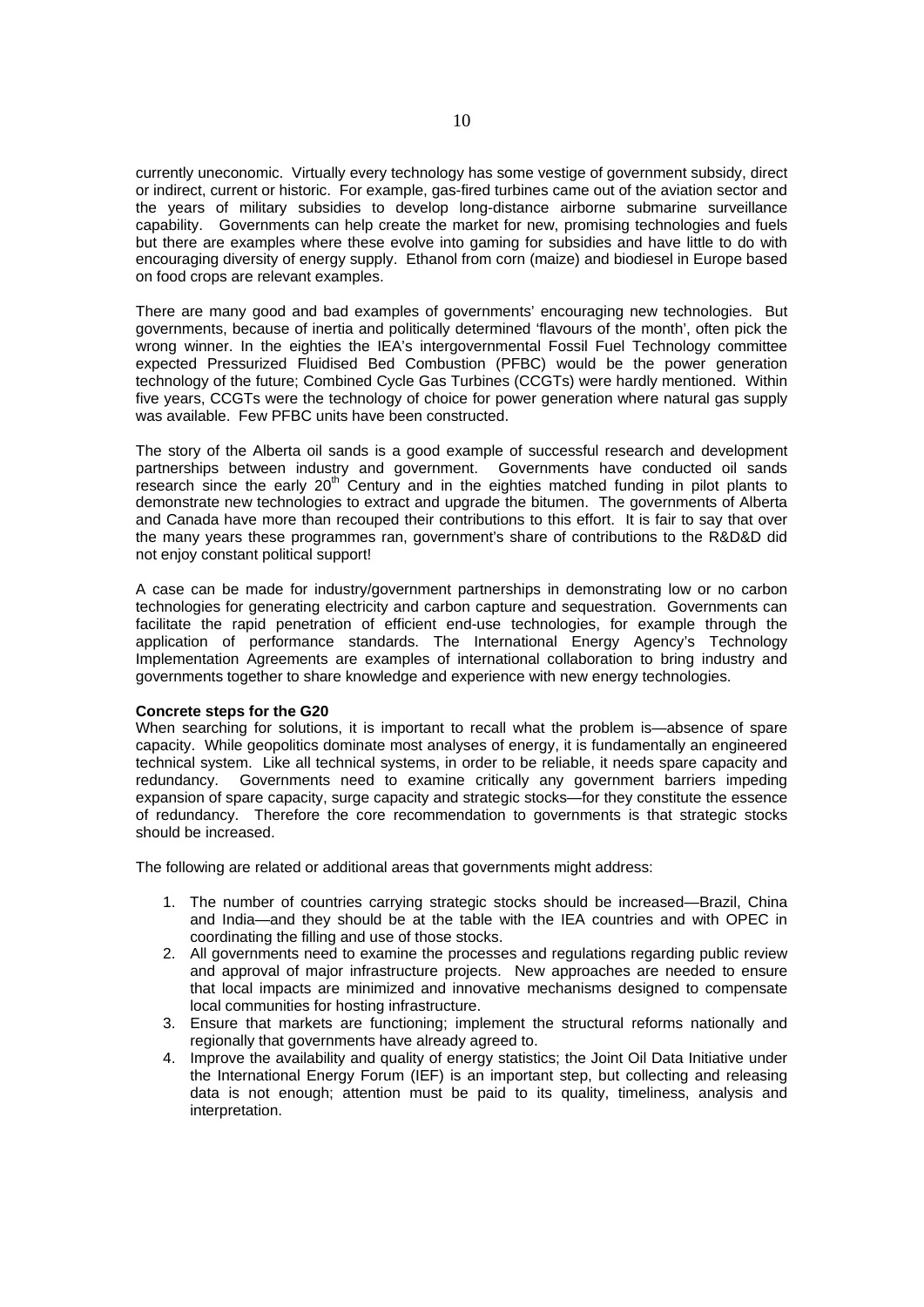currently uneconomic. Virtually every technology has some vestige of government subsidy, direct or indirect, current or historic. For example, gas-fired turbines came out of the aviation sector and the years of military subsidies to develop long-distance airborne submarine surveillance capability. Governments can help create the market for new, promising technologies and fuels but there are examples where these evolve into gaming for subsidies and have little to do with encouraging diversity of energy supply. Ethanol from corn (maize) and biodiesel in Europe based on food crops are relevant examples.

There are many good and bad examples of governments' encouraging new technologies. But governments, because of inertia and politically determined 'flavours of the month', often pick the wrong winner. In the eighties the IEA's intergovernmental Fossil Fuel Technology committee expected Pressurized Fluidised Bed Combustion (PFBC) would be the power generation technology of the future; Combined Cycle Gas Turbines (CCGTs) were hardly mentioned. Within five years, CCGTs were the technology of choice for power generation where natural gas supply was available. Few PFBC units have been constructed.

The story of the Alberta oil sands is a good example of successful research and development partnerships between industry and government. Governments have conducted oil sands research since the early 20th Century and in the eighties matched funding in pilot plants to demonstrate new technologies to extract and upgrade the bitumen. The governments of Alberta and Canada have more than recouped their contributions to this effort. It is fair to say that over the many years these programmes ran, government's share of contributions to the R&D&D did not enjoy constant political support!

A case can be made for industry/government partnerships in demonstrating low or no carbon technologies for generating electricity and carbon capture and sequestration. Governments can facilitate the rapid penetration of efficient end-use technologies, for example through the application of performance standards. The International Energy Agency's Technology Implementation Agreements are examples of international collaboration to bring industry and governments together to share knowledge and experience with new energy technologies.

**Concrete steps for the G20**

When searching for solutions, it is important to recall what the problem is—absence of spare capacity. While geopolitics dominate most analyses of energy, it is fundamentally an engineered technical system. Like all technical systems, in order to be reliable, it needs spare capacity and redundancy. Governments need to examine critically any government barriers impeding expansion of spare capacity, surge capacity and strategic stocks—for they constitute the essence of redundancy. Therefore the core recommendation to governments is that strategic stocks should be increased.

The following are related or additional areas that governments might address:

1. The number of countries carrying strategic stocks should be increased—Brazil, China and India—and they should be at the table with the IEA countries and with OPEC in coordinating the filling and use of those stocks.
2. All governments need to examine the processes and regulations regarding public review and approval of major infrastructure projects. New approaches are needed to ensure that local impacts are minimized and innovative mechanisms designed to compensate local communities for hosting infrastructure.
3. Ensure that markets are functioning; implement the structural reforms nationally and regionally that governments have already agreed to.
4. Improve the availability and quality of energy statistics; the Joint Oil Data Initiative under the International Energy Forum (IEF) is an important step, but collecting and releasing data is not enough; attention must be paid to its quality, timeliness, analysis and interpretation.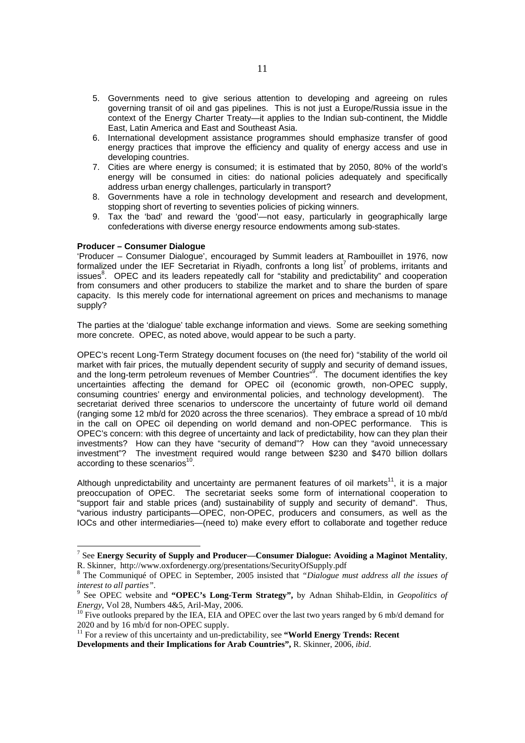5. Governments need to give serious attention to developing and agreeing on rules governing transit of oil and gas pipelines. This is not just a Europe/Russia issue in the context of the Energy Charter Treaty—it applies to the Indian sub-continent, the Middle East, Latin America and East and Southeast Asia.
6. International development assistance programmes should emphasize transfer of good energy practices that improve the efficiency and quality of energy access and use in developing countries.
7. Cities are where energy is consumed; it is estimated that by 2050, 80% of the world's energy will be consumed in cities: do national policies adequately and specifically address urban energy challenges, particularly in transport?
8. Governments have a role in technology development and research and development, stopping short of reverting to seventies policies of picking winners.
9. Tax the 'bad' and reward the 'good'—not easy, particularly in geographically large confederations with diverse energy resource endowments among sub-states.

**Producer – Consumer Dialogue**

'Producer – Consumer Dialogue', encouraged by Summit leaders at Rambouillet in 1976, now formalized under the IEF Secretariat in Riyadh, confronts a long list[7] of problems, irritants and issues[8]. OPEC and its leaders repeatedly call for "stability and predictability" and cooperation from consumers and other producers to stabilize the market and to share the burden of spare capacity. Is this merely code for international agreement on prices and mechanisms to manage supply?

The parties at the 'dialogue' table exchange information and views. Some are seeking something more concrete. OPEC, as noted above, would appear to be such a party.

OPEC's recent Long-Term Strategy document focuses on (the need for) "stability of the world oil market with fair prices, the mutually dependent security of supply and security of demand issues, and the long-term petroleum revenues of Member Countries"[9]. The document identifies the key uncertainties affecting the demand for OPEC oil (economic growth, non-OPEC supply, consuming countries' energy and environmental policies, and technology development). The secretariat derived three scenarios to underscore the uncertainty of future world oil demand (ranging some 12 mb/d for 2020 across the three scenarios). They embrace a spread of 10 mb/d in the call on OPEC oil depending on world demand and non-OPEC performance. This is OPEC's concern: with this degree of uncertainty and lack of predictability, how can they plan their investments? How can they have "security of demand"? How can they "avoid unnecessary investment"? The investment required would range between $230 and $470 billion dollars according to these scenarios[10].

Although unpredictability and uncertainty are permanent features of oil markets[11], it is a major preoccupation of OPEC. The secretariat seeks some form of international cooperation to "support fair and stable prices (and) sustainability of supply and security of demand". Thus, "various industry participants—OPEC, non-OPEC, producers and consumers, as well as the IOCs and other intermediaries—(need to) make every effort to collaborate and together reduce

---

[7] See **Energy Security of Supply and Producer—Consumer Dialogue: Avoiding a Maginot Mentality**, R. Skinner, http://www.oxfordenergy.org/presentations/SecurityOfSupply.pdf

[8] The Communiqué of OPEC in September, 2005 insisted that *"Dialogue must address all the issues of interest to all parties"*.

[9] See OPEC website and **"OPEC's Long-Term Strategy",** by Adnan Shihab-Eldin, in *Geopolitics of Energy*, Vol 28, Numbers 4&5, Aril-May, 2006.

[10] Five outlooks prepared by the IEA, EIA and OPEC over the last two years ranged by 6 mb/d demand for 2020 and by 16 mb/d for non-OPEC supply.

[11] For a review of this uncertainty and un-predictability, see **"World Energy Trends: Recent Developments and their Implications for Arab Countries",** R. Skinner, 2006, *ibid*.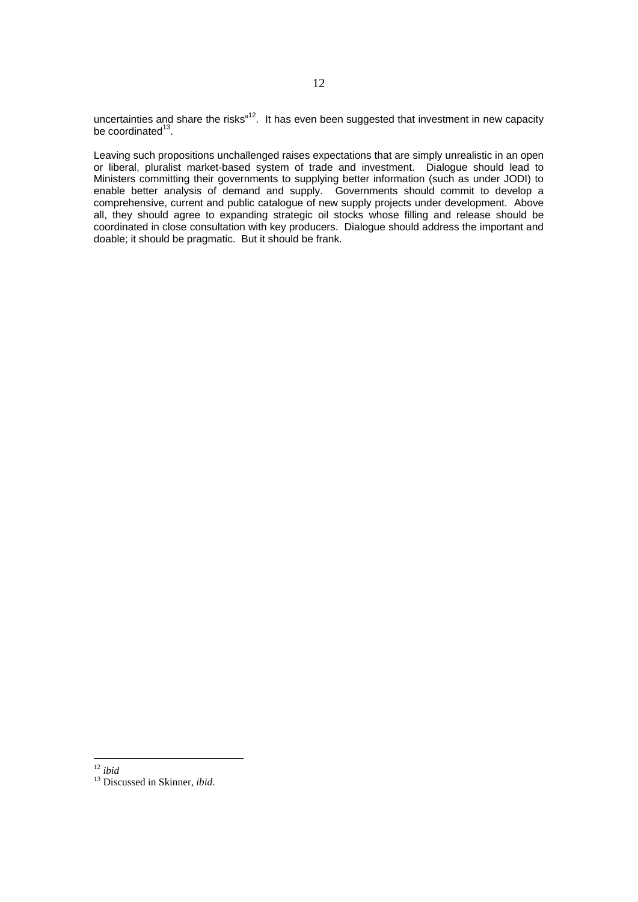uncertainties and share the risks"[12]. It has even been suggested that investment in new capacity be coordinated[13].

Leaving such propositions unchallenged raises expectations that are simply unrealistic in an open or liberal, pluralist market-based system of trade and investment. Dialogue should lead to Ministers committing their governments to supplying better information (such as under JODI) to enable better analysis of demand and supply. Governments should commit to develop a comprehensive, current and public catalogue of new supply projects under development. Above all, they should agree to expanding strategic oil stocks whose filling and release should be coordinated in close consultation with key producers. Dialogue should address the important and doable; it should be pragmatic. But it should be frank.

---

[12] *ibid*

[13] Discussed in Skinner, *ibid*.